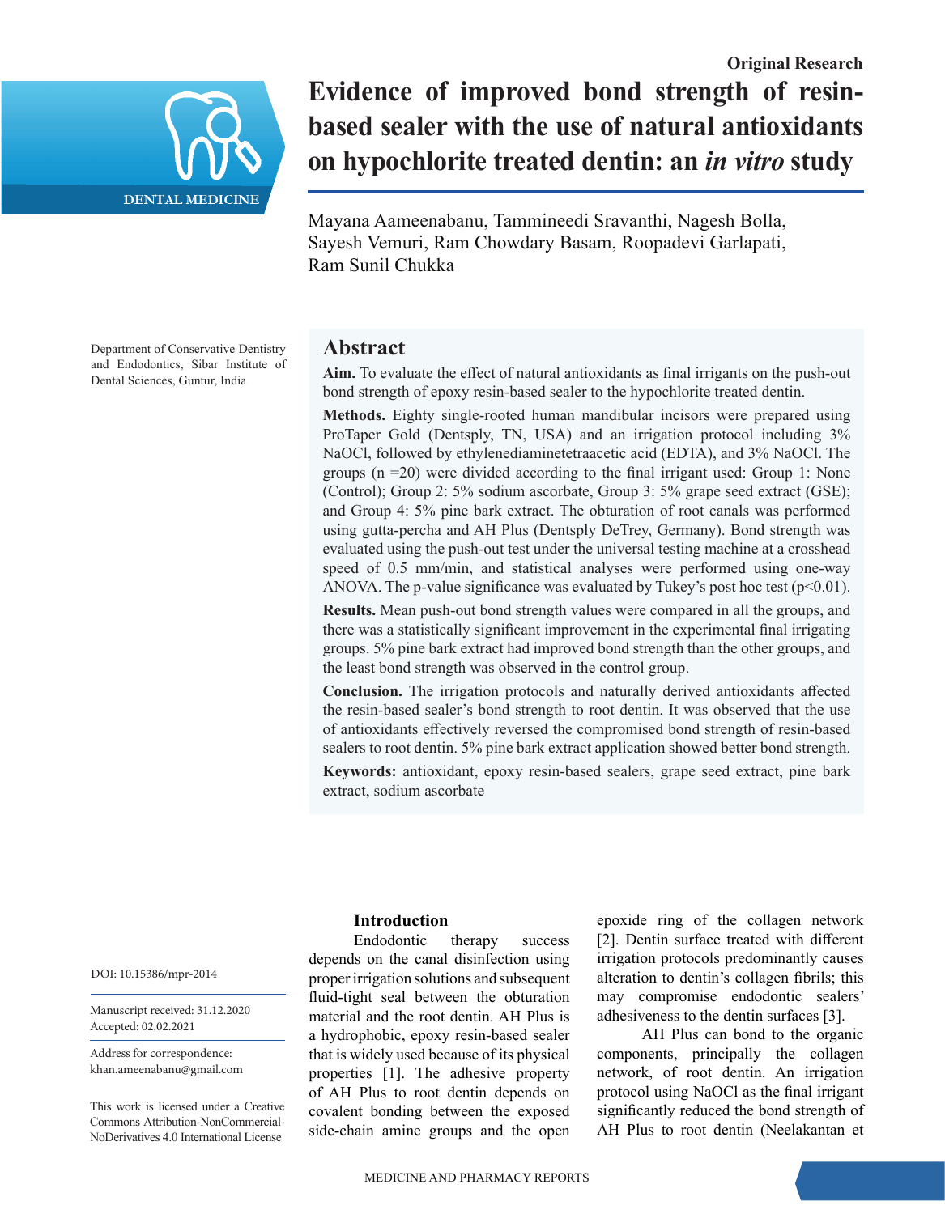Original Research

# Evidence of improved bond strength of resin-based sealer with the use of natural antioxidants on hypochlorite treated dentin: an *in vitro* study

Mayana Aameenabanu, Tammineedi Sravanthi, Nagesh Bolla, Sayesh Vemuri, Ram Chowdary Basam, Roopadevi Garlapati, Ram Sunil Chukka

Department of Conservative Dentistry and Endodontics, Sibar Institute of Dental Sciences, Guntur, India

## Abstract

**Aim.** To evaluate the effect of natural antioxidants as final irrigants on the push-out bond strength of epoxy resin-based sealer to the hypochlorite treated dentin.

**Methods.** Eighty single-rooted human mandibular incisors were prepared using ProTaper Gold (Dentsply, TN, USA) and an irrigation protocol including 3% NaOCl, followed by ethylenediaminetetraacetic acid (EDTA), and 3% NaOCl. The groups (n =20) were divided according to the final irrigant used: Group 1: None (Control); Group 2: 5% sodium ascorbate, Group 3: 5% grape seed extract (GSE); and Group 4: 5% pine bark extract. The obturation of root canals was performed using gutta-percha and AH Plus (Dentsply DeTrey, Germany). Bond strength was evaluated using the push-out test under the universal testing machine at a crosshead speed of 0.5 mm/min, and statistical analyses were performed using one-way ANOVA. The p-value significance was evaluated by Tukey's post hoc test ($p<0.01$).

**Results.** Mean push-out bond strength values were compared in all the groups, and there was a statistically significant improvement in the experimental final irrigating groups. 5% pine bark extract had improved bond strength than the other groups, and the least bond strength was observed in the control group.

**Conclusion.** The irrigation protocols and naturally derived antioxidants affected the resin-based sealer's bond strength to root dentin. It was observed that the use of antioxidants effectively reversed the compromised bond strength of resin-based sealers to root dentin. 5% pine bark extract application showed better bond strength.

**Keywords:** antioxidant, epoxy resin-based sealers, grape seed extract, pine bark extract, sodium ascorbate

DOI: 10.15386/mpr-2014

Manuscript received: 31.12.2020
Accepted: 02.02.2021

Address for correspondence:
khan.ameenabanu@gmail.com

This work is licensed under a Creative Commons Attribution-NonCommercial-NoDerivatives 4.0 International License

## Introduction

Endodontic therapy success depends on the canal disinfection using proper irrigation solutions and subsequent fluid-tight seal between the obturation material and the root dentin. AH Plus is a hydrophobic, epoxy resin-based sealer that is widely used because of its physical properties [1]. The adhesive property of AH Plus to root dentin depends on covalent bonding between the exposed side-chain amine groups and the open epoxide ring of the collagen network [2]. Dentin surface treated with different irrigation protocols predominantly causes alteration to dentin's collagen fibrils; this may compromise endodontic sealers' adhesiveness to the dentin surfaces [3].

AH Plus can bond to the organic components, principally the collagen network, of root dentin. An irrigation protocol using NaOCl as the final irrigant significantly reduced the bond strength of AH Plus to root dentin (Neelakantan et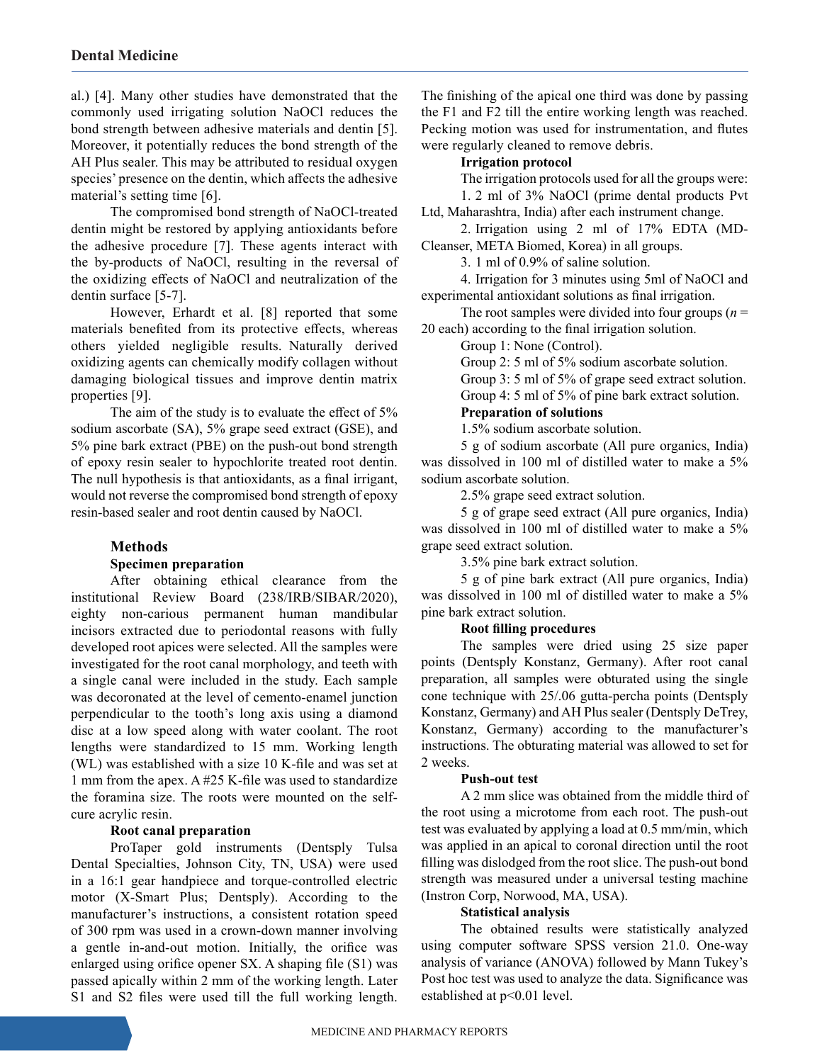al.) [4]. Many other studies have demonstrated that the commonly used irrigating solution NaOCl reduces the bond strength between adhesive materials and dentin [5]. Moreover, it potentially reduces the bond strength of the AH Plus sealer. This may be attributed to residual oxygen species' presence on the dentin, which affects the adhesive material's setting time [6].

The compromised bond strength of NaOCl-treated dentin might be restored by applying antioxidants before the adhesive procedure [7]. These agents interact with the by-products of NaOCl, resulting in the reversal of the oxidizing effects of NaOCl and neutralization of the dentin surface [5-7].

However, Erhardt et al. [8] reported that some materials benefited from its protective effects, whereas others yielded negligible results. Naturally derived oxidizing agents can chemically modify collagen without damaging biological tissues and improve dentin matrix properties [9].

The aim of the study is to evaluate the effect of 5% sodium ascorbate (SA), 5% grape seed extract (GSE), and 5% pine bark extract (PBE) on the push-out bond strength of epoxy resin sealer to hypochlorite treated root dentin. The null hypothesis is that antioxidants, as a final irrigant, would not reverse the compromised bond strength of epoxy resin-based sealer and root dentin caused by NaOCl.

## Methods

### Specimen preparation

After obtaining ethical clearance from the institutional Review Board (238/IRB/SIBAR/2020), eighty non-carious permanent human mandibular incisors extracted due to periodontal reasons with fully developed root apices were selected. All the samples were investigated for the root canal morphology, and teeth with a single canal were included in the study. Each sample was decoronated at the level of cemento-enamel junction perpendicular to the tooth's long axis using a diamond disc at a low speed along with water coolant. The root lengths were standardized to 15 mm. Working length (WL) was established with a size 10 K-file and was set at 1 mm from the apex. A #25 K-file was used to standardize the foramina size. The roots were mounted on the self-cure acrylic resin.

### Root canal preparation

ProTaper gold instruments (Dentsply Tulsa Dental Specialties, Johnson City, TN, USA) were used in a 16:1 gear handpiece and torque-controlled electric motor (X-Smart Plus; Dentsply). According to the manufacturer's instructions, a consistent rotation speed of 300 rpm was used in a crown-down manner involving a gentle in-and-out motion. Initially, the orifice was enlarged using orifice opener SX. A shaping file (S1) was passed apically within 2 mm of the working length. Later S1 and S2 files were used till the full working length. The finishing of the apical one third was done by passing the F1 and F2 till the entire working length was reached. Pecking motion was used for instrumentation, and flutes were regularly cleaned to remove debris.

### Irrigation protocol

The irrigation protocols used for all the groups were:

1. 2 ml of 3% NaOCl (prime dental products Pvt Ltd, Maharashtra, India) after each instrument change.
2. Irrigation using 2 ml of 17% EDTA (MD-Cleanser, META Biomed, Korea) in all groups.
3. 1 ml of 0.9% of saline solution.
4. Irrigation for 3 minutes using 5ml of NaOCl and experimental antioxidant solutions as final irrigation.

The root samples were divided into four groups ($n$ = 20 each) according to the final irrigation solution.

Group 1: None (Control).

Group 2: 5 ml of 5% sodium ascorbate solution.

Group 3: 5 ml of 5% of grape seed extract of solution.

Group 4: 5 ml of 5% of pine bark extract solution.

### Preparation of solutions

1.5% sodium ascorbate solution.

5 g of sodium ascorbate (All pure organics, India) was dissolved in 100 ml of distilled water to make a 5% sodium ascorbate solution.

2.5% grape seed extract solution.

5 g of grape seed extract (All pure organics, India) was dissolved in 100 ml of distilled water to make a 5% grape seed extract solution.

3.5% pine bark extract solution.

5 g of pine bark extract (All pure organics, India) was dissolved in 100 ml of distilled water to make a 5% pine bark extract solution.

### Root filling procedures

The samples were dried using 25 size paper points (Dentsply Konstanz, Germany). After root canal preparation, all samples were obturated using the single cone technique with 25/.06 gutta-percha points (Dentsply Konstanz, Germany) and AH Plus sealer (Dentsply DeTrey, Konstanz, Germany) according to the manufacturer's instructions. The obturating material was allowed to set for 2 weeks.

### Push-out test

A 2 mm slice was obtained from the middle third of the root using a microtome from each root. The push-out test was evaluated by applying a load at 0.5 mm/min, which was applied in an apical to coronal direction until the root filling was dislodged from the root slice. The push-out bond strength was measured under a universal testing machine (Instron Corp, Norwood, MA, USA).

### Statistical analysis

The obtained results were statistically analyzed using computer software SPSS version 21.0. One-way analysis of variance (ANOVA) followed by Mann Tukey's Post hoc test was used to analyze the data. Significance was established at $p<0.01$ level.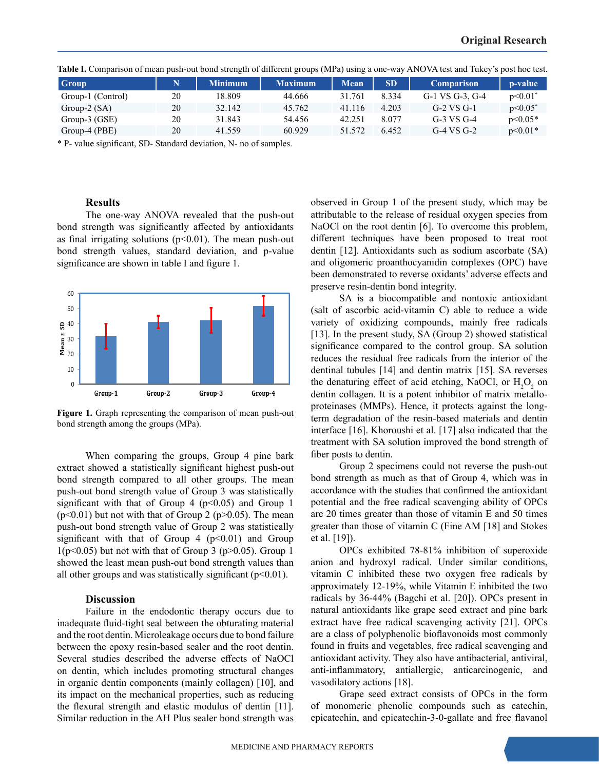**Table I.** Comparison of mean push-out bond strength of different groups (MPa) using a one-way ANOVA test and Tukey's post hoc test.

| Group | N | Minimum | Maximum | Mean | SD | Comparison | p-value |
|---|---|---|---|---|---|---|---|
| Group-1 (Control) | 20 | 18.809 | 44.666 | 31.761 | 8.334 | G-1 VS G-3, G-4 | p<0.01* |
| Group-2 (SA) | 20 | 32.142 | 45.762 | 41.116 | 4.203 | G-2 VS G-1 | p<0.05* |
| Group-3 (GSE) | 20 | 31.843 | 54.456 | 42.251 | 8.077 | G-3 VS G-4 | p<0.05* |
| Group-4 (PBE) | 20 | 41.559 | 60.929 | 51.572 | 6.452 | G-4 VS G-2 | p<0.01* |

\* P- value significant, SD- Standard deviation, N- no of samples.

## Results

The one-way ANOVA revealed that the push-out bond strength was significantly affected by antioxidants as final irrigating solutions (p<0.01). The mean push-out bond strength values, standard deviation, and p-value significance are shown in table I and figure 1.

**Figure 1.** Graph representing the comparison of mean push-out bond strength among the groups (MPa).

When comparing the groups, Group 4 pine bark extract showed a statistically significant highest push-out bond strength compared to all other groups. The mean push-out bond strength value of Group 3 was statistically significant with that of Group 4 (p<0.05) and Group 1 (p<0.01) but not with that of Group 2 (p>0.05). The mean push-out bond strength value of Group 2 was statistically significant with that of Group 4 (p<0.01) and Group 1(p<0.05) but not with that of Group 3 (p>0.05). Group 1 showed the least mean push-out bond strength values than all other groups and was statistically significant (p<0.01).

## Discussion

Failure in the endodontic therapy occurs due to inadequate fluid-tight seal between the obturating material and the root dentin. Microleakage occurs due to bond failure between the epoxy resin-based sealer and the root dentin. Several studies described the adverse effects of NaOCl on dentin, which includes promoting structural changes in organic dentin components (mainly collagen) [10], and its impact on the mechanical properties, such as reducing the flexural strength and elastic modulus of dentin [11]. Similar reduction in the AH Plus sealer bond strength was observed in Group 1 of the present study, which may be attributable to the release of residual oxygen species from NaOCl on the root dentin [6]. To overcome this problem, different techniques have been proposed to treat root dentin [12]. Antioxidants such as sodium ascorbate (SA) and oligomeric proanthocyanidin complexes (OPC) have been demonstrated to reverse oxidants' adverse effects and preserve resin-dentin bond integrity.

SA is a biocompatible and nontoxic antioxidant (salt of ascorbic acid-vitamin C) able to reduce a wide variety of oxidizing compounds, mainly free radicals [13]. In the present study, SA (Group 2) showed statistical significance compared to the control group. SA solution reduces the residual free radicals from the interior of the dentinal tubules [14] and dentin matrix [15]. SA reverses the denaturing effect of acid etching, NaOCl, or $H_2O_2$ on dentin collagen. It is a potent inhibitor of matrix metallo-proteinases (MMPs). Hence, it protects against the long-term degradation of the resin-based materials and dentin interface [16]. Khoroushi et al. [17] also indicated that the treatment with SA solution improved the bond strength of fiber posts to dentin.

Group 2 specimens could not reverse the push-out bond strength as much as that of Group 4, which was in accordance with the studies that confirmed the antioxidant potential and the free radical scavenging ability of OPCs are 20 times greater than those of vitamin E and 50 times greater than those of vitamin C (Fine AM [18] and Stokes et al. [19]).

OPCs exhibited 78-81% inhibition of superoxide anion and hydroxyl radical. Under similar conditions, vitamin C inhibited these two oxygen free radicals by approximately 12-19%, while Vitamin E inhibited the two radicals by 36-44% (Bagchi et al. [20]). OPCs present in natural antioxidants like grape seed extract and pine bark extract have free radical scavenging activity [21]. OPCs are a class of polyphenolic bioflavonoids most commonly found in fruits and vegetables, free radical scavenging and antioxidant activity. They also have antibacterial, antiviral, anti-inflammatory, antiallergic, anticarcinogenic, and vasodilatory actions [18].

Grape seed extract consists of OPCs in the form of monomeric phenolic compounds such as catechin, epicatechin, and epicatechin-3-0-gallate and free flavanol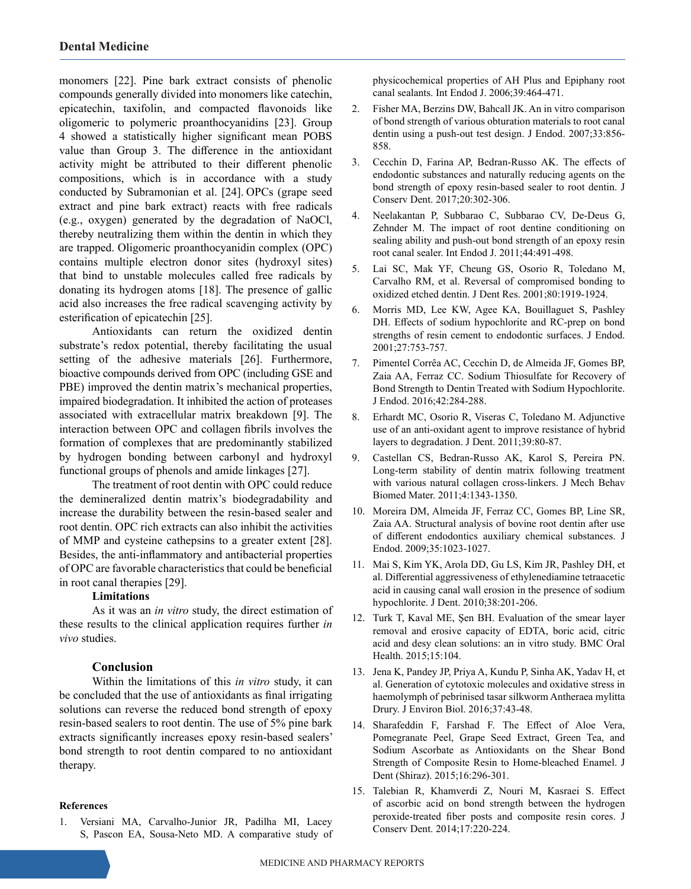monomers [22]. Pine bark extract consists of phenolic compounds generally divided into monomers like catechin, epicatechin, taxifolin, and compacted flavonoids like oligomeric to polymeric proanthocyanidins [23]. Group 4 showed a statistically higher significant mean POBS value than Group 3. The difference in the antioxidant activity might be attributed to their different phenolic compositions, which is in accordance with a study conducted by Subramonian et al. [24]. OPCs (grape seed extract and pine bark extract) reacts with free radicals (e.g., oxygen) generated by the degradation of NaOCl, thereby neutralizing them within the dentin in which they are trapped. Oligomeric proanthocyanidin complex (OPC) contains multiple electron donor sites (hydroxyl sites) that bind to unstable molecules called free radicals by donating its hydrogen atoms [18]. The presence of gallic acid also increases the free radical scavenging activity by esterification of epicatechin [25].

Antioxidants can return the oxidized dentin substrate's redox potential, thereby facilitating the usual setting of the adhesive materials [26]. Furthermore, bioactive compounds derived from OPC (including GSE and PBE) improved the dentin matrix's mechanical properties, impaired biodegradation. It inhibited the action of proteases associated with extracellular matrix breakdown [9]. The interaction between OPC and collagen fibrils involves the formation of complexes that are predominantly stabilized by hydrogen bonding between carbonyl and hydroxyl functional groups of phenols and amide linkages [27].

The treatment of root dentin with OPC could reduce the demineralized dentin matrix's biodegradability and increase the durability between the resin-based sealer and root dentin. OPC rich extracts can also inhibit the activities of MMP and cysteine cathepsins to a greater extent [28]. Besides, the anti-inflammatory and antibacterial properties of OPC are favorable characteristics that could be beneficial in root canal therapies [29].

### Limitations

As it was an *in vitro* study, the direct estimation of these results to the clinical application requires further *in vivo* studies.

## Conclusion

Within the limitations of this *in vitro* study, it can be concluded that the use of antioxidants as final irrigating solutions can reverse the reduced bond strength of epoxy resin-based sealers to root dentin. The use of 5% pine bark extracts significantly increases epoxy resin-based sealers' bond strength to root dentin compared to no antioxidant therapy.

### References

1. Versiani MA, Carvalho-Junior JR, Padilha MI, Lacey S, Pascon EA, Sousa-Neto MD. A comparative study of physicochemical properties of AH Plus and Epiphany root canal sealants. Int Endod J. 2006;39:464-471.
2. Fisher MA, Berzins DW, Bahcall JK. An in vitro comparison of bond strength of various obturation materials to root canal dentin using a push-out test design. J Endod. 2007;33:856-858.
3. Cecchin D, Farina AP, Bedran-Russo AK. The effects of endodontic substances and naturally reducing agents on the bond strength of epoxy resin-based sealer to root dentin. J Conserv Dent. 2017;20:302-306.
4. Neelakantan P, Subbarao C, Subbarao CV, De-Deus G, Zehnder M. The impact of root dentine conditioning on sealing ability and push-out bond strength of an epoxy resin root canal sealer. Int Endod J. 2011;44:491-498.
5. Lai SC, Mak YF, Cheung GS, Osorio R, Toledano M, Carvalho RM, et al. Reversal of compromised bonding to oxidized etched dentin. J Dent Res. 2001;80:1919-1924.
6. Morris MD, Lee KW, Agee KA, Bouillaguet S, Pashley DH. Effects of sodium hypochlorite and RC-prep on bond strengths of resin cement to endodontic surfaces. J Endod. 2001;27:753-757.
7. Pimentel Corrêa AC, Cecchin D, de Almeida JF, Gomes BP, Zaia AA, Ferraz CC. Sodium Thiosulfate for Recovery of Bond Strength to Dentin Treated with Sodium Hypochlorite. J Endod. 2016;42:284-288.
8. Erhardt MC, Osorio R, Viseras C, Toledano M. Adjunctive use of an anti-oxidant agent to improve resistance of hybrid layers to degradation. J Dent. 2011;39:80-87.
9. Castellan CS, Bedran-Russo AK, Karol S, Pereira PN. Long-term stability of dentin matrix following treatment with various natural collagen cross-linkers. J Mech Behav Biomed Mater. 2011;4:1343-1350.
10. Moreira DM, Almeida JF, Ferraz CC, Gomes BP, Line SR, Zaia AA. Structural analysis of bovine root dentin after use of different endodontics auxiliary chemical substances. J Endod. 2009;35:1023-1027.
11. Mai S, Kim YK, Arola DD, Gu LS, Kim JR, Pashley DH, et al. Differential aggressiveness of ethylenediamine tetraacetic acid in causing canal wall erosion in the presence of sodium hypochlorite. J Dent. 2010;38:201-206.
12. Turk T, Kaval ME, Şen BH. Evaluation of the smear layer removal and erosive capacity of EDTA, boric acid, citric acid and desy clean solutions: an in vitro study. BMC Oral Health. 2015;15:104.
13. Jena K, Pandey JP, Priya A, Kundu P, Sinha AK, Yadav H, et al. Generation of cytotoxic molecules and oxidative stress in haemolymph of pebrinised tasar silkworm Antheraea mylitta Drury. J Environ Biol. 2016;37:43-48.
14. Sharafeddin F, Farshad F. The Effect of Aloe Vera, Pomegranate Peel, Grape Seed Extract, Green Tea, and Sodium Ascorbate as Antioxidants on the Shear Bond Strength of Composite Resin to Home-bleached Enamel. J Dent (Shiraz). 2015;16:296-301.
15. Talebian R, Khamverdi Z, Nouri M, Kasraei S. Effect of ascorbic acid on bond strength between the hydrogen peroxide-treated fiber posts and composite resin cores. J Conserv Dent. 2014;17:220-224.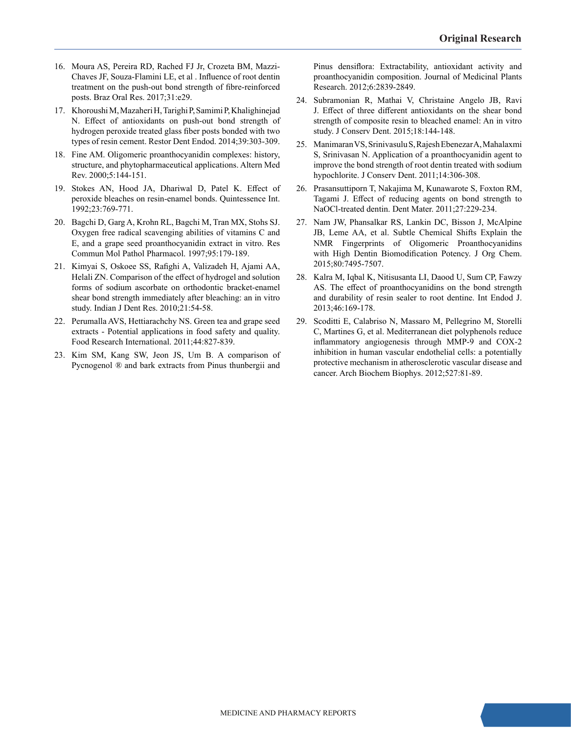16. Moura AS, Pereira RD, Rached FJ Jr, Crozeta BM, Mazzi-Chaves JF, Souza-Flamini LE, et al . Influence of root dentin treatment on the push-out bond strength of fibre-reinforced posts. Braz Oral Res. 2017;31:e29.
17. Khoroushi M, Mazaheri H, Tarighi P, Samimi P, Khalighinejad N. Effect of antioxidants on push-out bond strength of hydrogen peroxide treated glass fiber posts bonded with two types of resin cement. Restor Dent Endod. 2014;39:303-309.
18. Fine AM. Oligomeric proanthocyanidin complexes: history, structure, and phytopharmaceutical applications. Altern Med Rev. 2000;5:144-151.
19. Stokes AN, Hood JA, Dhariwal D, Patel K. Effect of peroxide bleaches on resin-enamel bonds. Quintessence Int. 1992;23:769-771.
20. Bagchi D, Garg A, Krohn RL, Bagchi M, Tran MX, Stohs SJ. Oxygen free radical scavenging abilities of vitamins C and E, and a grape seed proanthocyanidin extract in vitro. Res Commun Mol Pathol Pharmacol. 1997;95:179-189.
21. Kimyai S, Oskoee SS, Rafighi A, Valizadeh H, Ajami AA, Helali ZN. Comparison of the effect of hydrogel and solution forms of sodium ascorbate on orthodontic bracket-enamel shear bond strength immediately after bleaching: an in vitro study. Indian J Dent Res. 2010;21:54-58.
22. Perumalla AVS, Hettiarachchy NS. Green tea and grape seed extracts - Potential applications in food safety and quality. Food Research International. 2011;44:827-839.
23. Kim SM, Kang SW, Jeon JS, Um B. A comparison of Pycnogenol ® and bark extracts from Pinus thunbergii and Pinus densiflora: Extractability, antioxidant activity and proanthocyanidin composition. Journal of Medicinal Plants Research. 2012;6:2839-2849.
24. Subramonian R, Mathai V, Christaine Angelo JB, Ravi J. Effect of three different antioxidants on the shear bond strength of composite resin to bleached enamel: An in vitro study. J Conserv Dent. 2015;18:144-148.
25. Manimaran VS, Srinivasulu S, Rajesh Ebenezar A, Mahalaxmi S, Srinivasan N. Application of a proanthocyanidin agent to improve the bond strength of root dentin treated with sodium hypochlorite. J Conserv Dent. 2011;14:306-308.
26. Prasansuttiporn T, Nakajima M, Kunawarote S, Foxton RM, Tagami J. Effect of reducing agents on bond strength to NaOCl-treated dentin. Dent Mater. 2011;27:229-234.
27. Nam JW, Phansalkar RS, Lankin DC, Bisson J, McAlpine JB, Leme AA, et al. Subtle Chemical Shifts Explain the NMR Fingerprints of Oligomeric Proanthocyanidins with High Dentin Biomodification Potency. J Org Chem. 2015;80:7495-7507.
28. Kalra M, Iqbal K, Nitisusanta LI, Daood U, Sum CP, Fawzy AS. The effect of proanthocyanidins on the bond strength and durability of resin sealer to root dentine. Int Endod J. 2013;46:169-178.
29. Scoditti E, Calabriso N, Massaro M, Pellegrino M, Storelli C, Martines G, et al. Mediterranean diet polyphenols reduce inflammatory angiogenesis through MMP-9 and COX-2 inhibition in human vascular endothelial cells: a potentially protective mechanism in atherosclerotic vascular disease and cancer. Arch Biochem Biophys. 2012;527:81-89.